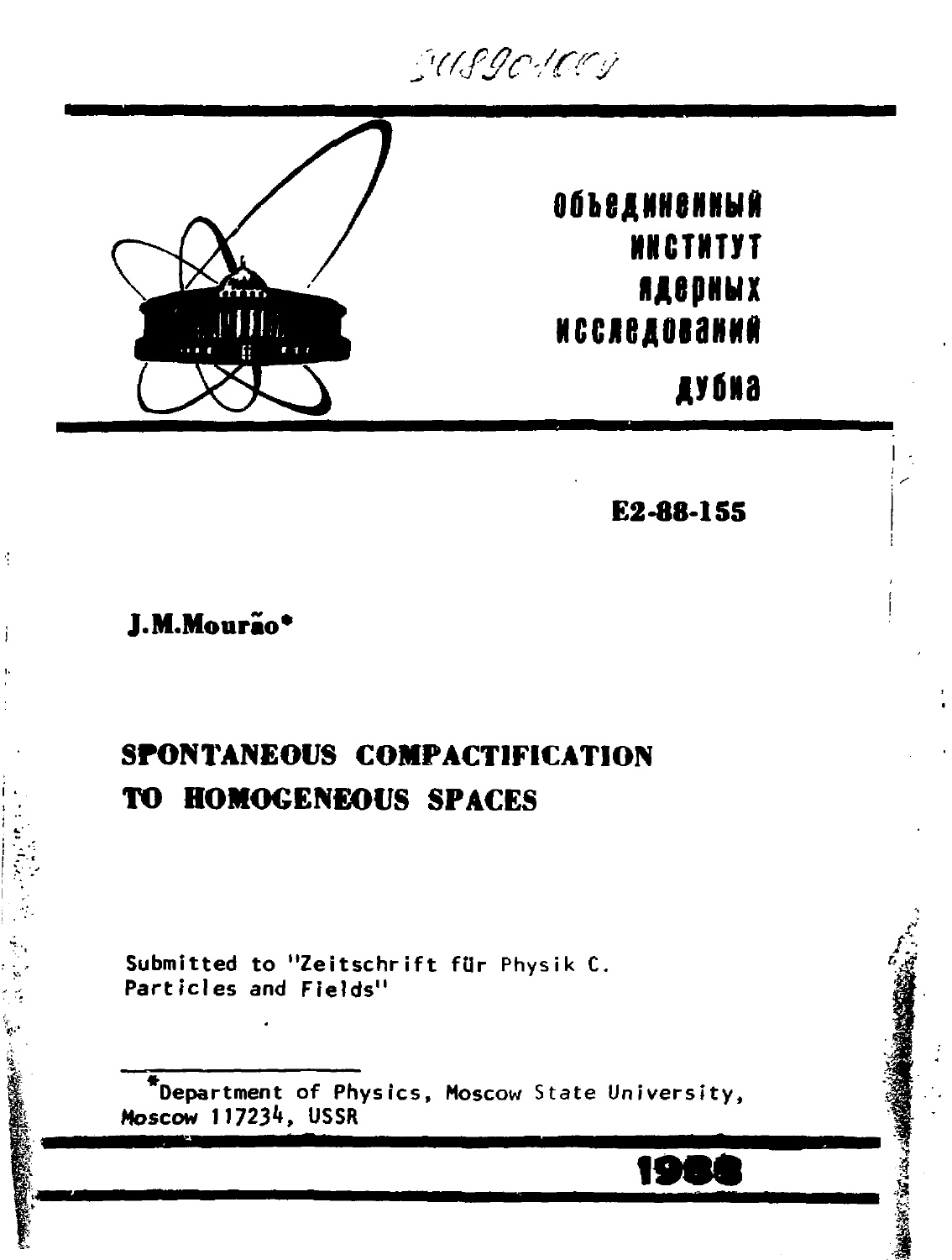SU8901009

объединенный
институт
ядерных
исследований
дубна

E2-88-155

**J.M.Mourão***

# SPONTANEOUS COMPACTIFICATION TO HOMOGENEOUS SPACES

Submitted to "Zeitschrift für Physik C. Particles and Fields"

*Department of Physics, Moscow State University, Moscow 117234, USSR

1988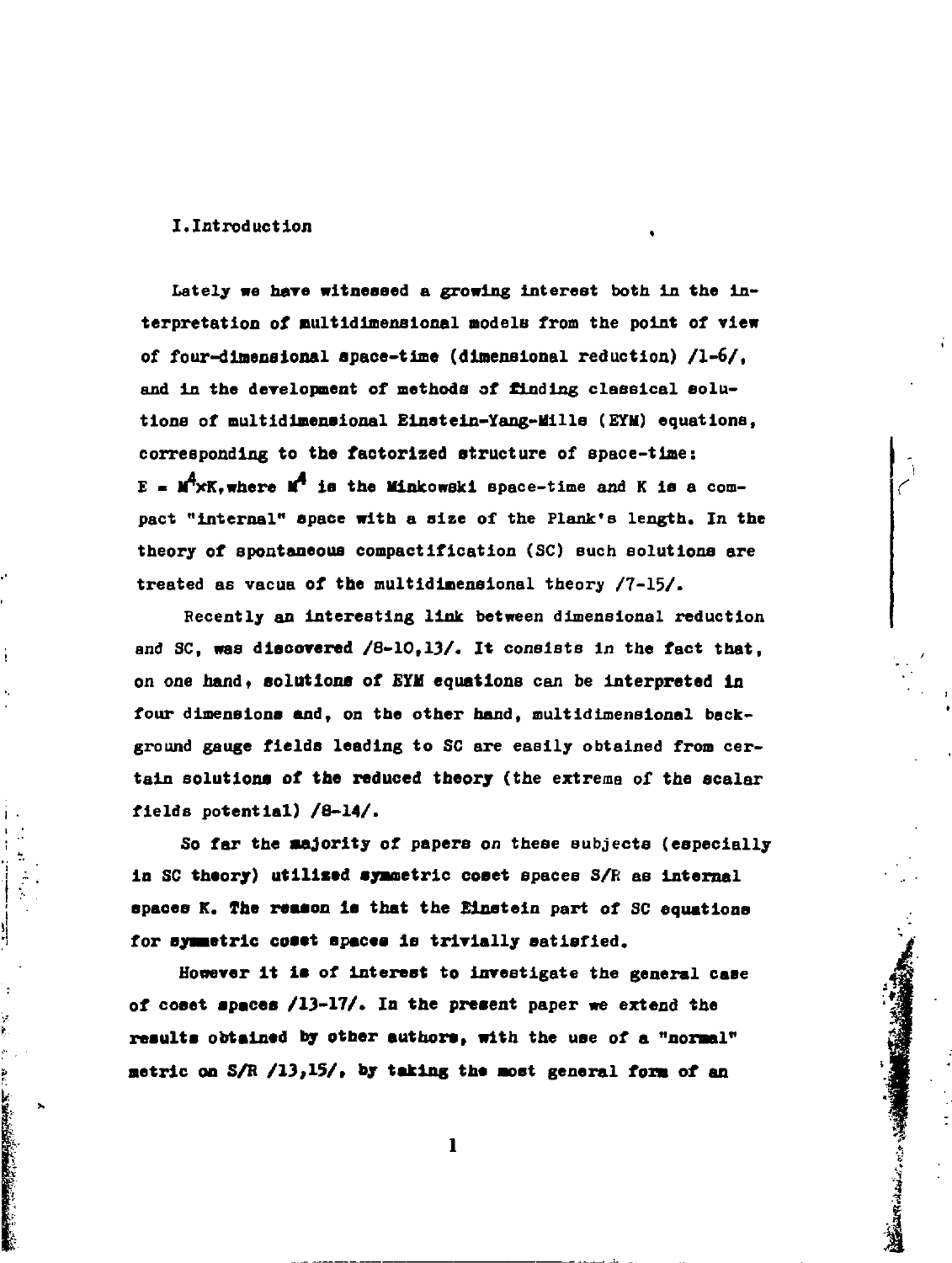## I. Introduction

Lately we have witnessed a growing interest both in the interpretation of multidimensional models from the point of view of four-dimensional space-time (dimensional reduction) /1-6/, and in the development of methods of finding classical solutions of multidimensional Einstein-Yang-Mills (EYM) equations, corresponding to the factorized structure of space-time: $E = M^4 \times K$, where $M^4$ is the Minkowski space-time and K is a compact "internal" space with a size of the Plank's length. In the theory of spontaneous compactification (SC) such solutions are treated as vacua of the multidimensional theory /7-15/.

Recently an interesting link between dimensional reduction and SC, was discovered /8-10,13/. It consists in the fact that, on one hand, solutions of EYM equations can be interpreted in four dimensions and, on the other hand, multidimensional background gauge fields leading to SC are easily obtained from certain solutions of the reduced theory (the extrema of the scalar fields potential) /8-14/.

So far the majority of papers on these subjects (especially in SC theory) utilized symmetric coset spaces S/R as internal spaces K. The reason is that the Einstein part of SC equations for symmetric coset spaces is trivially satisfied.

However it is of interest to investigate the general case of coset spaces /13-17/. In the present paper we extend the results obtained by other authors, with the use of a "normal" metric on S/R /13,15/, by taking the most general form of an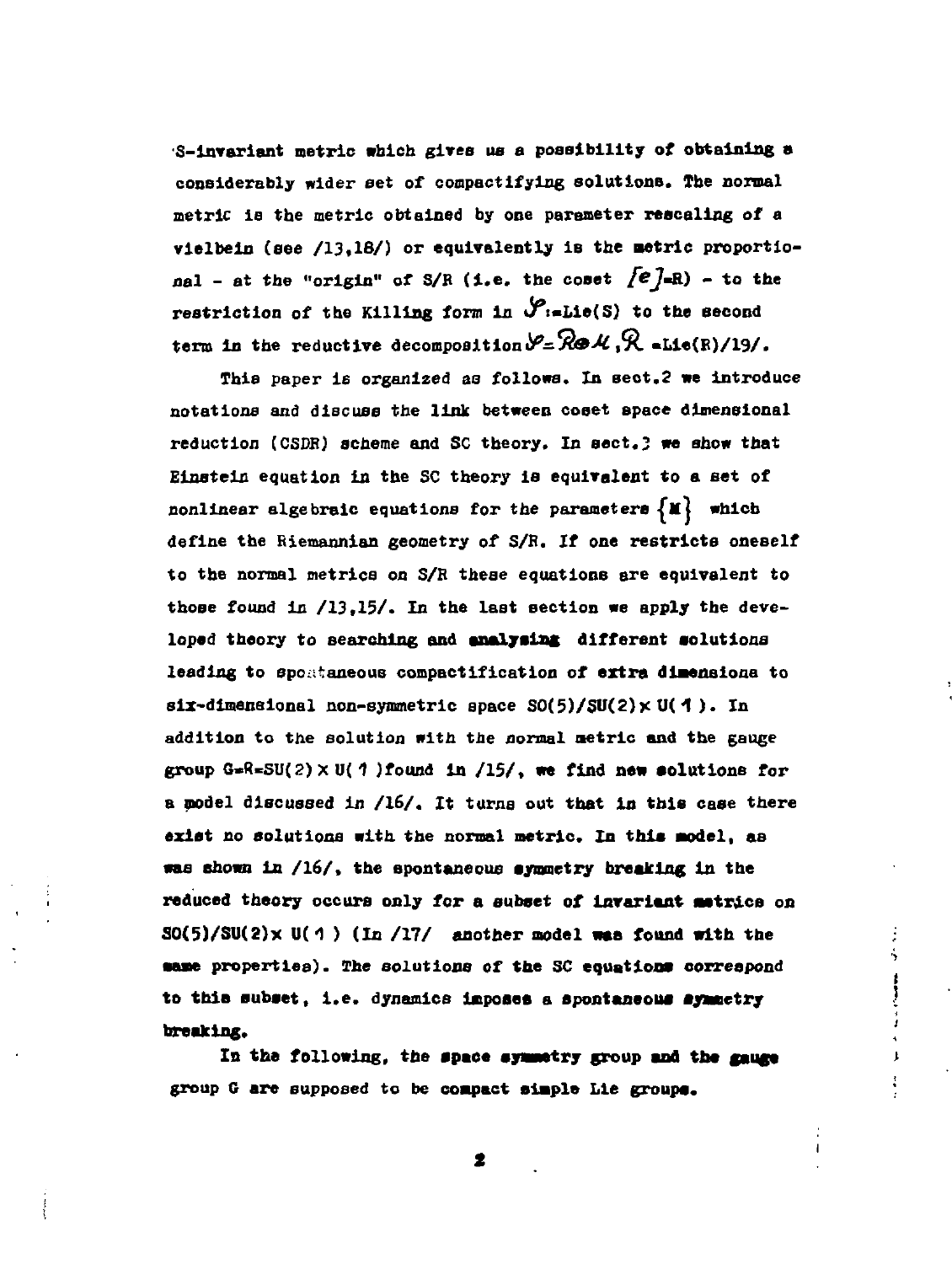S-invariant metric which gives us a possibility of obtaining a considerably wider set of compactifying solutions. The normal metric is the metric obtained by one parameter rescaling of a vielbein (see /13,18/) or equivalently is the metric proportional - at the "origin" of S/R (i.e. the coset $[e]$=R) - to the restriction of the Killing form in $\mathcal{S}$:=Lie(S) to the second term in the reductive decomposition $\mathcal{S}=\mathcal{R}\oplus\mathcal{M}$, $\mathcal{R}$ =Lie(R)/19/.

This paper is organized as follows. In sect.2 we introduce notations and discuss the link between coset space dimensional reduction (CSDR) scheme and SC theory. In sect.3 we show that Einstein equation in the SC theory is equivalent to a set of nonlinear algebraic equations for the parameters $\{M\}$ which define the Riemannian geometry of S/R. If one restricts oneself to the normal metrics on S/R these equations are equivalent to those found in /13,15/. In the last section we apply the developed theory to searching and analysing different solutions leading to spontaneous compactification of extra dimensions to six-dimensional non-symmetric space SO(5)/SU(2)$\times$ U(1). In addition to the solution with the normal metric and the gauge group G=R=SU(2)$\times$U(1) found in /15/, we find new solutions for a model discussed in /16/. It turns out that in this case there exist no solutions with the normal metric. In this model, as was shown in /16/, the spontaneous symmetry breaking in the reduced theory occurs only for a subset of invariant metrics on SO(5)/SU(2)$\times$ U(1) (In /17/ another model was found with the same properties). The solutions of the SC equations correspond to this subset, i.e. dynamics imposes a spontaneous symmetry breaking.

In the following, the space symmetry group and the gauge group G are supposed to be compact simple Lie groups.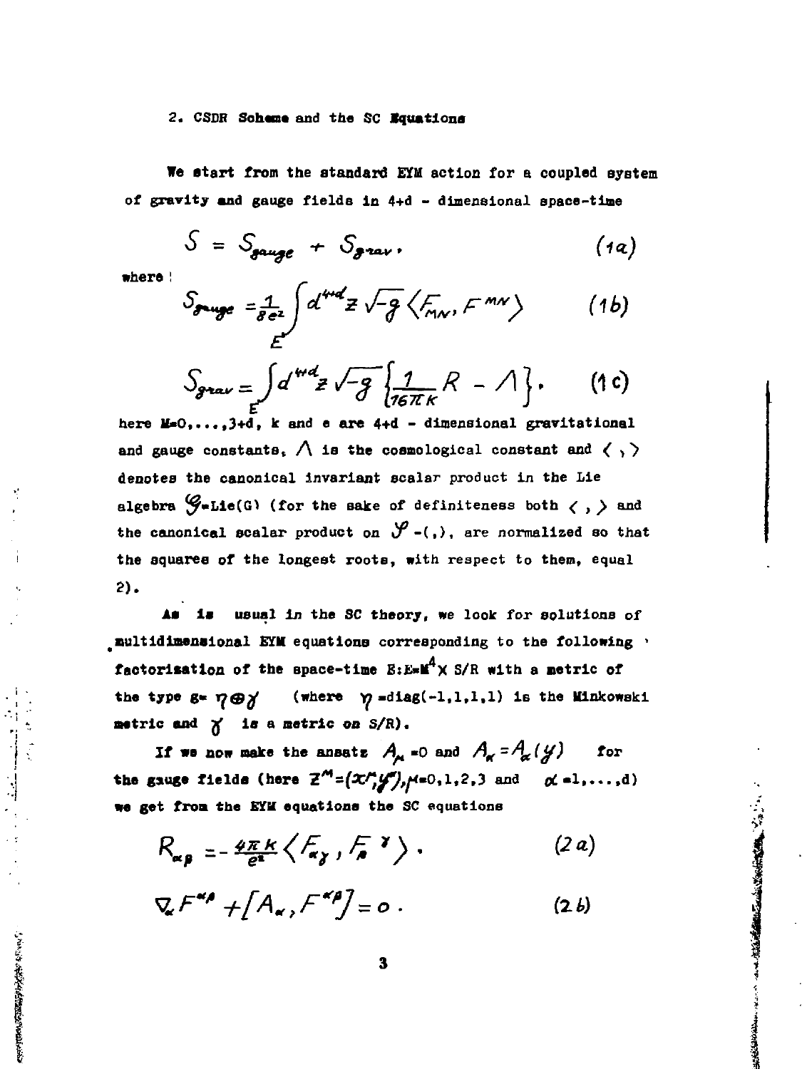## 2. CSDR Scheme and the SC Equations

We start from the standard EYM action for a coupled system of gravity and gauge fields in 4+d - dimensional space-time

$$S = S_{gauge} + S_{grav}, \tag{1a}$$

where

$$S_{gauge} = \frac{1}{8e^2} \int_E d^{4+d} z \sqrt{-g} \langle F_{MN}, F^{MN} \rangle \tag{1b}$$

$$S_{grav} = \int_E d^{4+d} z \sqrt{-g} \left\{ \frac{1}{16\pi k} R - \Lambda \right\}. \tag{1c}$$

here $M=0,\dots,3+d$, k and e are 4+d - dimensional gravitational and gauge constants, $\Lambda$ is the cosmological constant and $\langle\, ,\rangle$ denotes the canonical invariant scalar product in the Lie algebra $\mathcal{G}$=Lie(G) (for the sake of definiteness both $\langle\, ,\rangle$ and the canonical scalar product on $\mathcal{S}$ -(,), are normalized so that the squares of the longest roots, with respect to them, equal 2).

As is usual in the SC theory, we look for solutions of multidimensional EYM equations corresponding to the following factorization of the space-time E:E=$M^4$ x S/R with a metric of the type $g = \eta \oplus \gamma$ (where $\eta$ =diag(-1,1,1,1) is the Minkowski metric and $\gamma$ is a metric on S/R).

If we now make the ansatz $A_\mu = 0$ and $A_\alpha = A_\alpha(y)$ for the gauge fields (here $z^M=(x^\mu, y^\alpha)$, $\mu$=0,1,2,3 and $\alpha$ =1,...,d) we get from the EYM equations the SC equations

$$R_{\alpha\beta} = -\frac{4\pi k}{e^2} \langle F_{\alpha\gamma}, F_\beta{}^\gamma \rangle. \tag{2a}$$

$$\nabla_\alpha F^{\alpha\beta} + [A_\alpha, F^{\alpha\beta}] = 0. \tag{2b}$$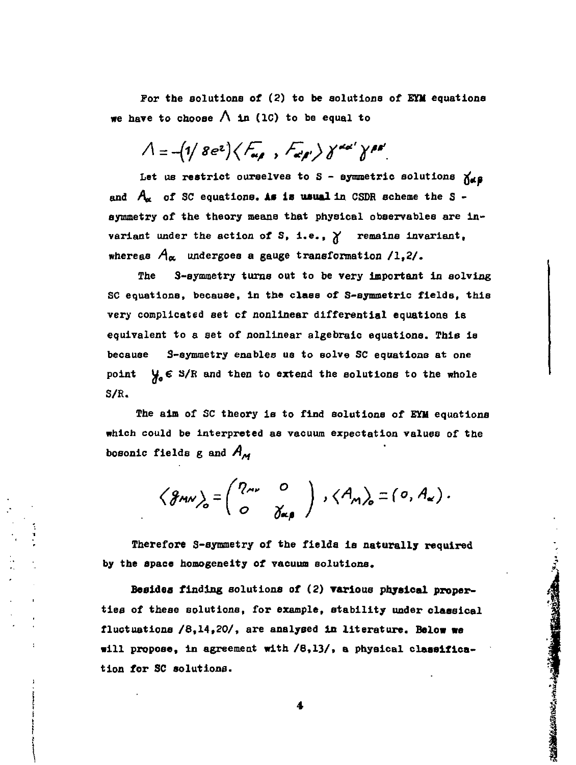For the solutions of (2) to be solutions of EYM equations we have to choose $\Lambda$ in (1C) to be equal to

$$\Lambda = -(1/8e^2)\langle F_{\alpha\beta} \, , \, F_{\alpha'\beta'}\rangle \gamma^{\alpha\alpha'}\gamma^{\beta\beta'}.$$

Let us restrict ourselves to S - symmetric solutions $\gamma_{\alpha\beta}$ and $A_\alpha$ of SC equations. As is usual in CSDR scheme the S - symmetry of the theory means that physical observables are invariant under the action of S, i.e., $\gamma$ remains invariant, whereas $A_\alpha$ undergoes a gauge transformation /1,2/.

The S-symmetry turns out to be very important in solving SC equations, because, in the class of S-symmetric fields, this very complicated set of nonlinear differential equations is equivalent to a set of nonlinear algebraic equations. This is because S-symmetry enables us to solve SC equations at one point $y_0 \in S/R$ and then to extend the solutions to the whole S/R.

The aim of SC theory is to find solutions of EYM equations which could be interpreted as vacuum expectation values of the bosonic fields g and $A_M$

$$\langle g_{MN}\rangle_0 = \begin{pmatrix} \eta_{\mu\nu} & 0 \\ 0 & \gamma_{\alpha\beta} \end{pmatrix} , \langle A_M\rangle_0 = (0, A_\alpha).$$

Therefore S-symmetry of the fields is naturally required by the space homogeneity of vacuum solutions.

Besides finding solutions of (2) various physical properties of these solutions, for example, stability under classical fluctuations /8,14,20/, are analysed in literature. Below we will propose, in agreement with /8,13/, a physical classification for SC solutions.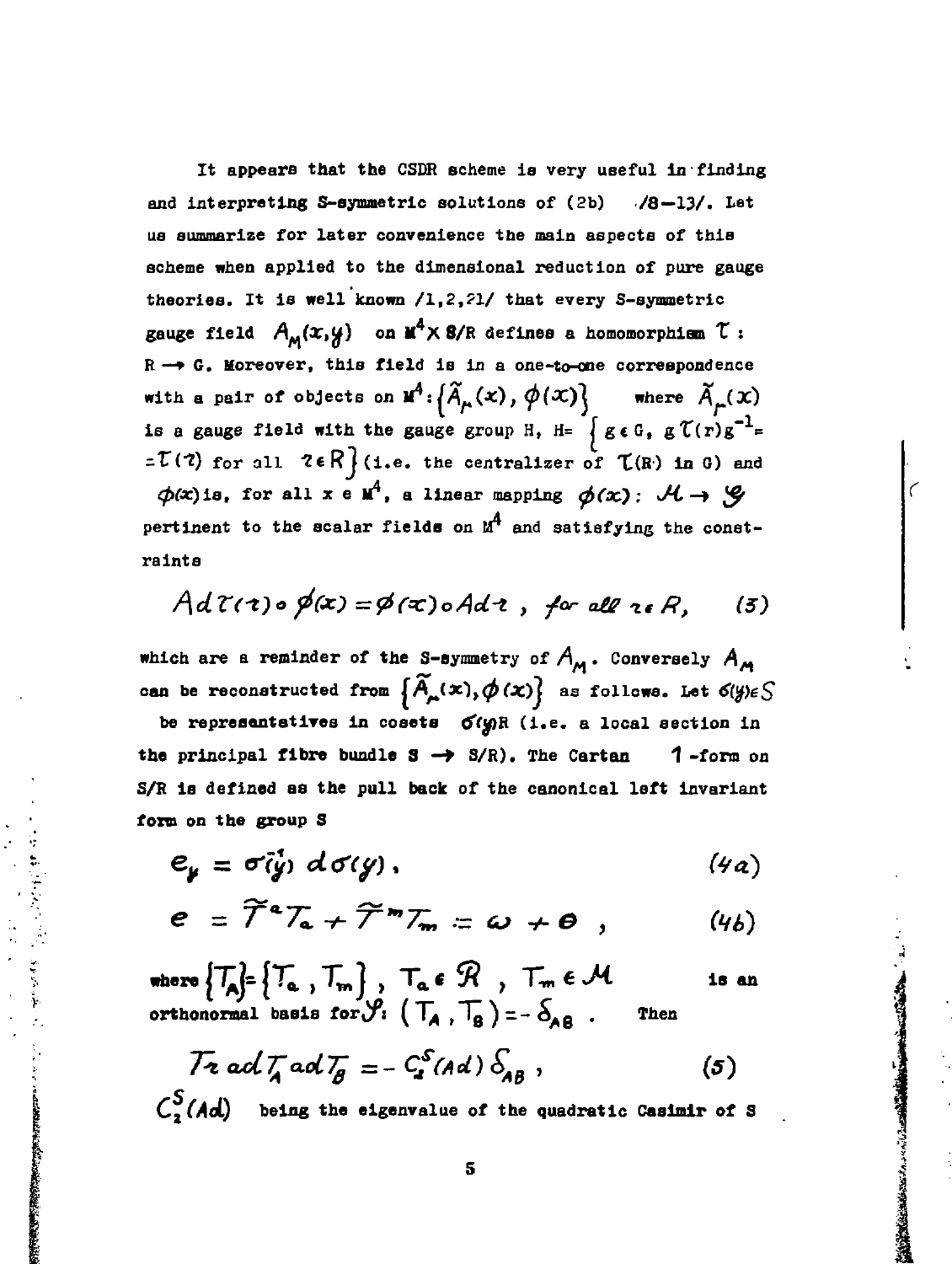It appears that the CSDR scheme is very useful in finding and interpreting S-symmetric solutions of (2b) /8–13/. Let us summarize for later convenience the main aspects of this scheme when applied to the dimensional reduction of pure gauge theories. It is well known /1,2,21/ that every S-symmetric gauge field $A_M(x,y)$ on $M^4 \times S/R$ defines a homomorphism $\tau$ : $R \rightarrow G$. Moreover, this field is in a one-to-one correspondence with a pair of objects on $M^4$: $\{\tilde{A}_\mu(x), \phi(x)\}$ where $\tilde{A}_\mu(x)$ is a gauge field with the gauge group H, $H = \{ g \in G,\ g\tau(r)g^{-1} = \tau(r) \text{ for all } r \in R \}$ (i.e. the centralizer of $\tau(R)$ in G) and $\phi(x)$ is, for all $x \in M^4$, a linear mapping $\phi(x): \mathcal{M} \rightarrow \mathcal{G}$ pertinent to the scalar fields on $M^4$ and satisfying the constraints

$$Ad\,\tau(r) \circ \phi(x) = \phi(x) \circ Ad\,r\ , \quad for\ all\ r \in R, \qquad (3)$$

which are a reminder of the S-symmetry of $A_M$. Conversely $A_M$ can be reconstructed from $\{\tilde{A}_\mu(x), \phi(x)\}$ as follows. Let $\sigma(y) \in S$ be representatives in cosets $\sigma(y)R$ (i.e. a local section in the principal fibre bundle $S \rightarrow S/R$). The Cartan 1-form on S/R is defined as the pull back of the canonical left invariant form on the group S

$$e_y = \sigma^{-1}(y)\, d\sigma(y)\,, \qquad (4a)$$

$$e = \tilde{\tau}^a T_a + \tilde{\tau}^m T_m := \omega + \theta\ , \qquad (4b)$$

where $\{T_A\} = \{T_a, T_m\}$, $T_a \in \mathcal{R}$, $T_m \in \mathcal{M}$ is an orthonormal basis for $\mathcal{S}$: $(T_A, T_B) = -\delta_{AB}$. Then

$$Tr\, ad\,T_A\, ad\,T_B = -C_2^S(Ad)\,\delta_{AB}\,, \qquad (5)$$

$C_2^S(Ad)$ being the eigenvalue of the quadratic Casimir of S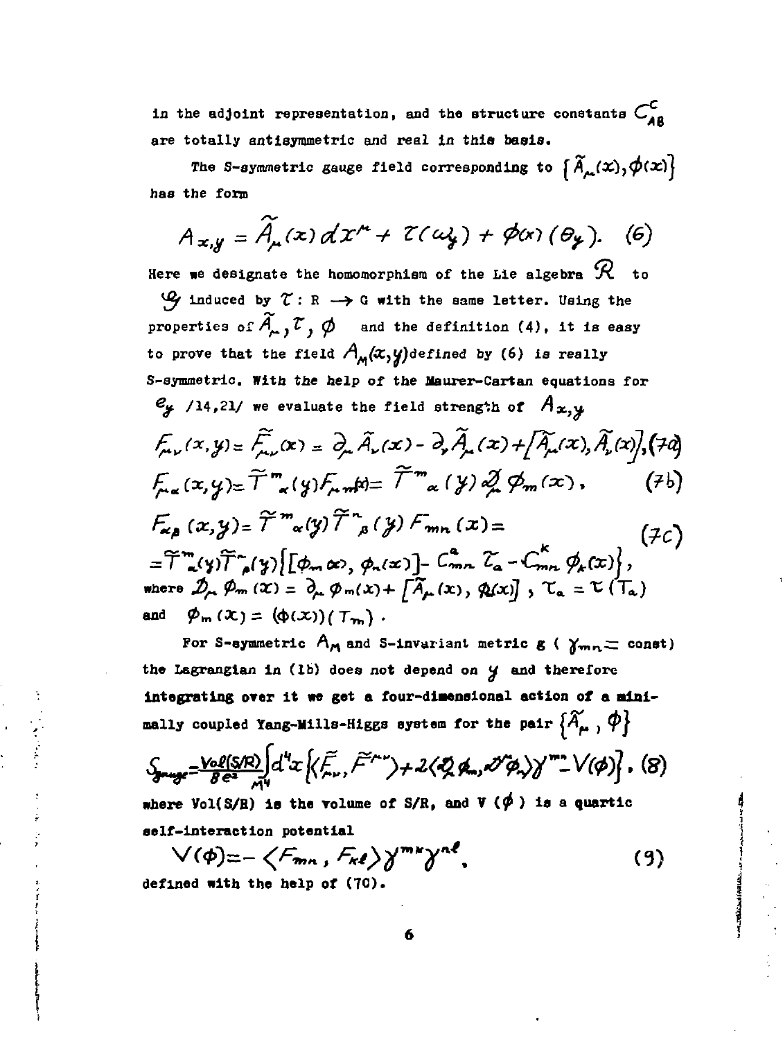in the adjoint representation, and the structure constants $C^{C}_{AB}$ are totally antisymmetric and real in this basis.

The S-symmetric gauge field corresponding to $\{\tilde{A}_\mu(x), \phi(x)\}$ has the form

$$A_{x,y} = \tilde{A}_\mu(x)\, dx^\mu + \tau(\omega_y) + \phi(x)(\theta_y). \quad (6)$$

Here we designate the homomorphism of the Lie algebra $\mathcal{R}$ to $\mathcal{G}$ induced by $\tau : R \longrightarrow G$ with the same letter. Using the properties of $\tilde{A}_\mu, \tau, \phi$ and the definition (4), it is easy to prove that the field $A_M(x,y)$ defined by (6) is really S-symmetric. With the help of the Maurer-Cartan equations for $e_y$ /14,21/ we evaluate the field strength of $A_{x,y}$

$$F_{\mu\nu}(x,y) = \tilde{F}_{\mu\nu}(x) = \partial_\mu \tilde{A}_\nu(x) - \partial_\nu \tilde{A}_\mu(x) + [\tilde{A}_\mu(x), \tilde{A}_\nu(x)], \quad (7a)$$

$$F_{\mu\alpha}(x,y) = \tilde{T}^m{}_\alpha(y) F_{\mu m}(x) = \tilde{T}^m{}_\alpha(y)\, \mathcal{D}_\mu \phi_m(x), \quad (7b)$$

$$\begin{aligned} F_{\alpha\beta}(x,y) &= \tilde{T}^m{}_\alpha(y)\tilde{T}^n{}_\beta(y) F_{mn}(x) = \\ &= \tilde{T}^m{}_\alpha(y)\tilde{T}^n{}_\beta(y)\left\{[\phi_m(x), \phi_n(x)] - C^a_{mn}\tau_a - C^k_{mn}\phi_k(x)\right\}, \end{aligned} \quad (7c)$$

where $\mathcal{D}_\mu \phi_m(x) = \partial_\mu \phi_m(x) + [\tilde{A}_\mu(x), \phi_m(x)]$, $\tau_a = \tau(T_a)$ and $\phi_m(x) = (\phi(x))(T_m)$.

For S-symmetric $A_M$ and S-invariant metric g ( $\gamma_{mn} =$ const) the Lagrangian in (1b) does not depend on $y$ and therefore integrating over it we get a four-dimensional action of a minimally coupled Yang-Mills-Higgs system for the pair $\{\tilde{A}_\mu, \phi\}$

$$S_{gauge} = \frac{Vol(S/R)}{8e^2}\int_{M^4} d^4x \left\{\langle \tilde{F}_{\mu\nu}, \tilde{F}^{\mu\nu}\rangle + 2\langle \mathcal{D}_\mu\phi_m, \mathcal{D}^\mu\phi_n\rangle\gamma^{mn} - V(\phi)\right\}, \quad (8)$$

where Vol(S/R) is the volume of S/R, and $V(\phi)$ is a quartic self-interaction potential

$$V(\phi) = -\langle F_{mn}, F_{kl}\rangle \gamma^{mk}\gamma^{nl}, \quad (9)$$

defined with the help of (7C).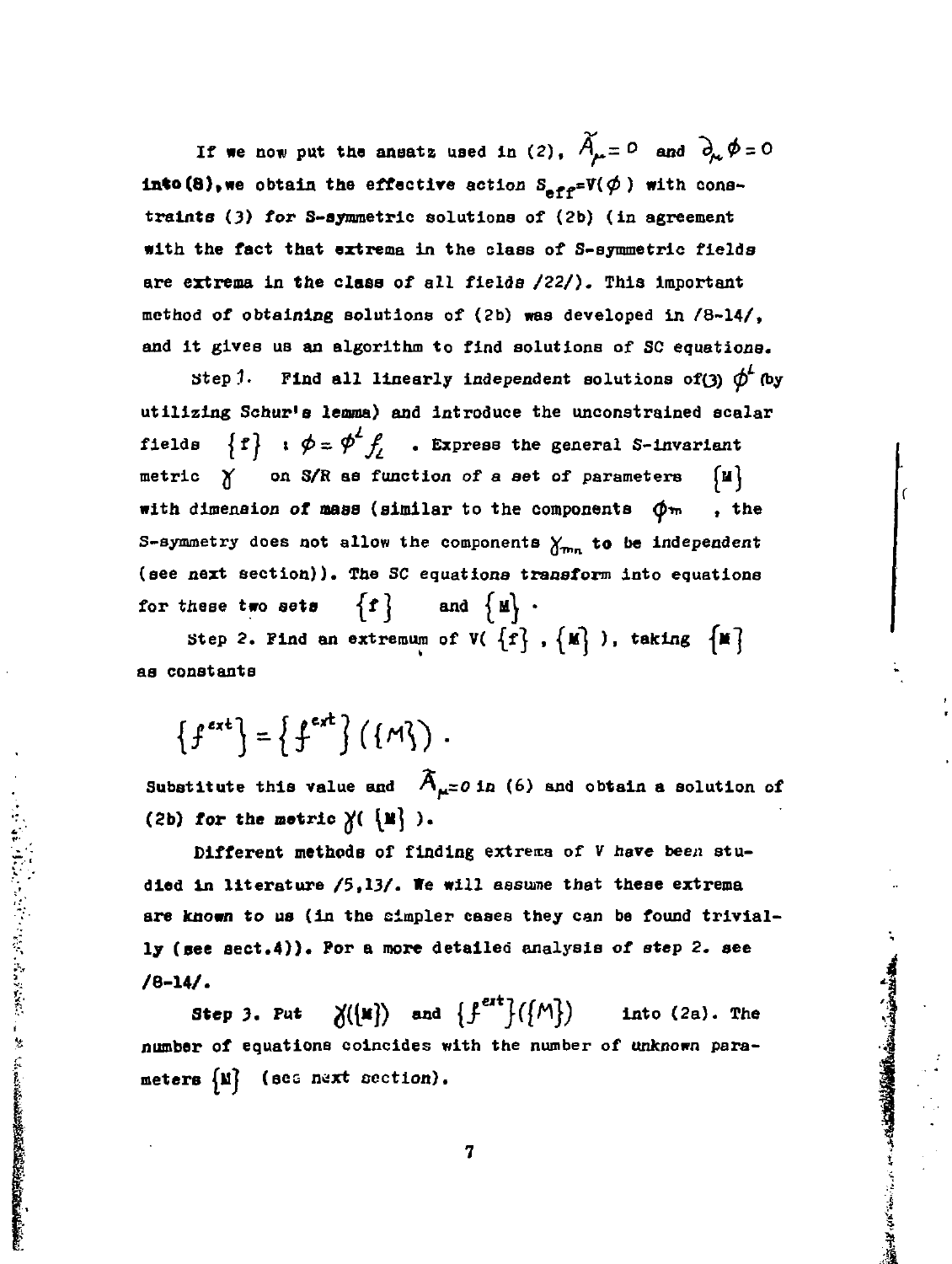If we now put the ansatz used in (2), $\tilde{A}_\mu = 0$ and $\partial_\mu \phi = 0$ into (8), we obtain the effective action $S_{eff} = V(\phi)$ with constraints (3) for S-symmetric solutions of (2b) (in agreement with the fact that extrema in the class of S-symmetric fields are extrema in the class of all fields /22/). This important method of obtaining solutions of (2b) was developed in /8-14/, and it gives us an algorithm to find solutions of SC equations.

Step 1. Find all linearly independent solutions of (3) $\phi^L$ (by utilizing Schur's lemma) and introduce the unconstrained scalar fields $\{f\}$ : $\phi = \phi^L f_L$ . Express the general S-invariant metric $\gamma$ on S/R as function of a set of parameters $\{M\}$ with dimension of mass (similar to the components $\phi_m$ , the S-symmetry does not allow the components $\gamma_{mn}$ to be independent (see next section)). The SC equations transform into equations for these two sets $\{f\}$ and $\{M\}$ .

Step 2. Find an extremum of $V(\{f\}, \{M\})$, taking $\{M\}$ as constants

$$\{f^{ext}\} = \{f^{ext}\}(\{M\}) .$$

Substitute this value and $\tilde{A}_\mu = 0$ in (6) and obtain a solution of (2b) for the metric $\gamma(\{M\})$.

Different methods of finding extrema of $V$ have been studied in literature /5,13/. We will assume that these extrema are known to us (in the simpler cases they can be found trivially (see sect.4)). For a more detailed analysis of step 2. see /8-14/.

Step 3. Put $\gamma(\{M\})$ and $\{f^{ext}\}(\{M\})$ into (2a). The number of equations coincides with the number of unknown parameters $\{M\}$ (see next section).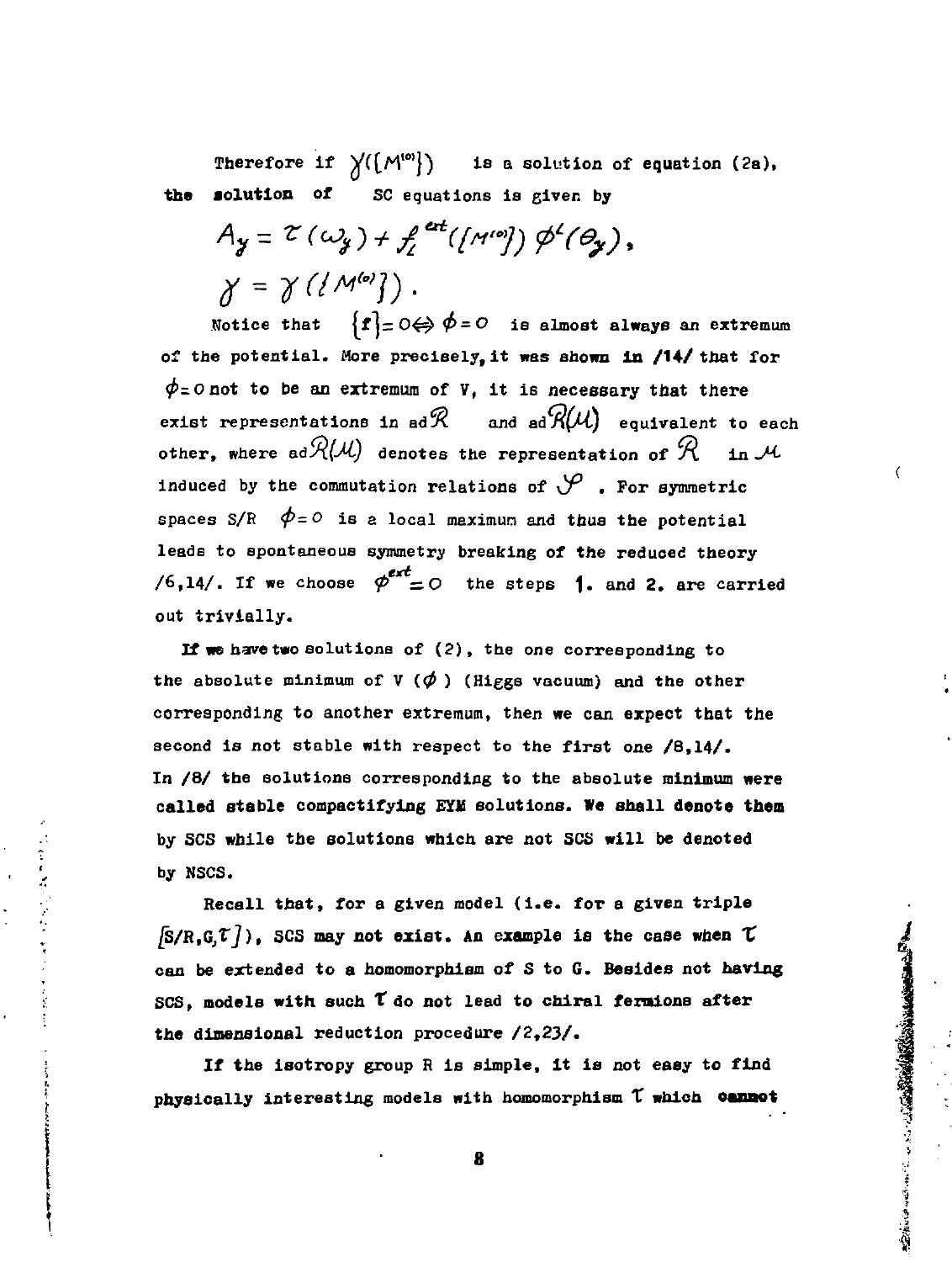Therefore if $\gamma(\{M^{(0)}\})$ is a solution of equation (2a), the solution of SC equations is given by

$$A_y = \tau(\omega_y) + f_l^{ext}(\{M^{(0)}\})\,\phi^l(\theta_y),$$

$$\gamma = \gamma(\{M^{(0)}\}).$$

Notice that $\{f\} = 0 \Leftrightarrow \phi = 0$ is almost always an extremum of the potential. More precisely, it was shown in /14/ that for $\phi = 0$ not to be an extremum of V, it is necessary that there exist representations in ad$\mathcal{R}$ and ad$\mathcal{R}(\mathcal{M})$ equivalent to each other, where ad$\mathcal{R}(\mathcal{M})$ denotes the representation of $\mathcal{R}$ in $\mathcal{M}$ induced by the commutation relations of $\mathcal{S}$. For symmetric spaces S/R $\phi = 0$ is a local maximum and thus the potential leads to spontaneous symmetry breaking of the reduced theory /6,14/. If we choose $\phi^{ext} = 0$ the steps 1. and 2. are carried out trivially.

If we have two solutions of (2), the one corresponding to the absolute minimum of V ($\phi$) (Higgs vacuum) and the other corresponding to another extremum, then we can expect that the second is not stable with respect to the first one /8,14/. In /8/ the solutions corresponding to the absolute minimum were called stable compactifying EYM solutions. We shall denote them by SCS while the solutions which are not SCS will be denoted by NSCS.

Recall that, for a given model (i.e. for a given triple $[S/R, G, \tau]$), SCS may not exist. An example is the case when $\tau$ can be extended to a homomorphism of S to G. Besides not having SCS, models with such $\tau$ do not lead to chiral fermions after the dimensional reduction procedure /2,23/.

If the isotropy group R is simple, it is not easy to find physically interesting models with homomorphism $\tau$ which cannot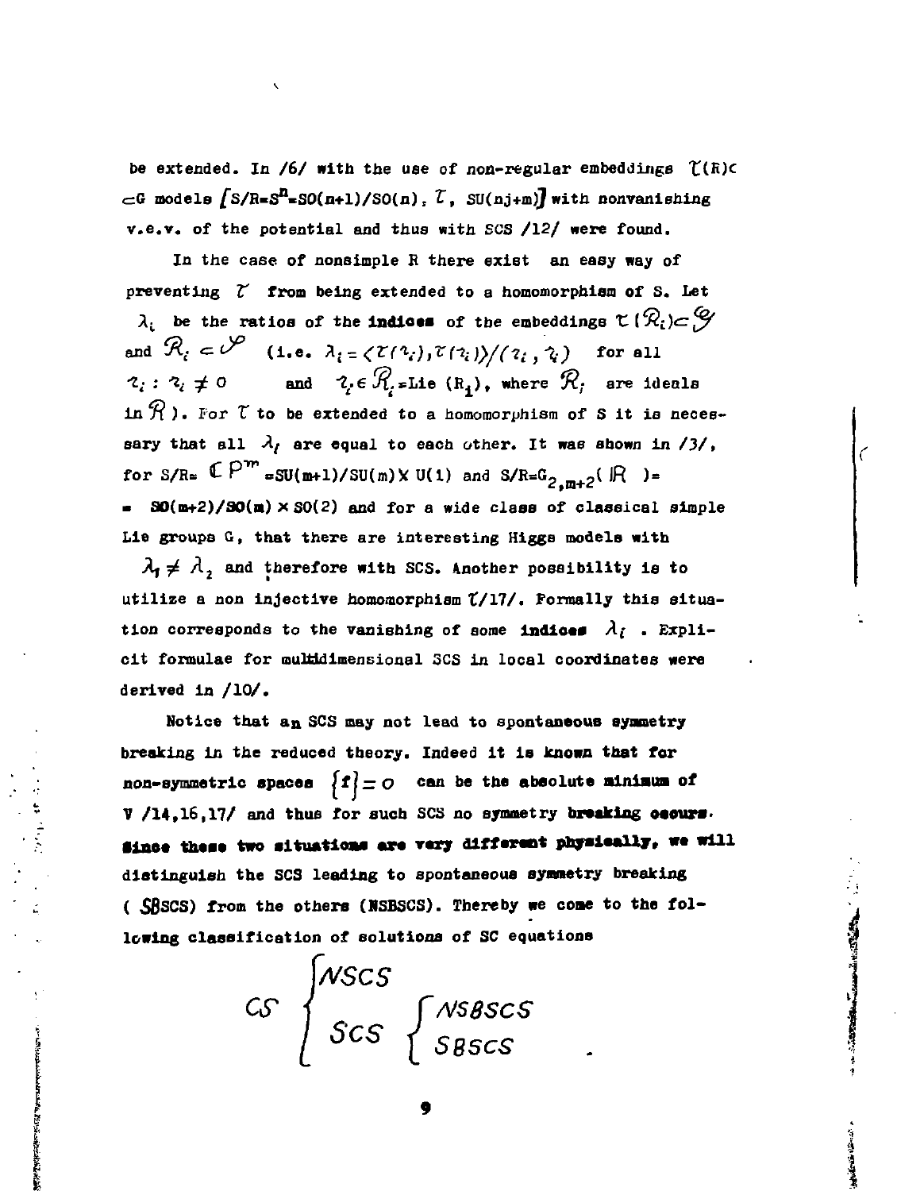be extended. In /6/ with the use of non-regular embeddings $\tau(R)\subset$ $\subset G$ models $[S/R=S^n=SO(n+1)/SO(n),\ \tau,\ SU(nj+m)]$ with nonvanishing v.e.v. of the potential and thus with SCS /12/ were found.

In the case of nonsimple R there exist an easy way of preventing $\tau$ from being extended to a homomorphism of S. Let $\lambda_i$ be the ratios of the indices of the embeddings $\tau(\mathcal{R}_i)\subset\mathcal{G}$ and $\mathcal{R}_i\subset\mathcal{S}$ (i.e. $\lambda_i=\langle\tau(r_i),\tau(r_i)\rangle/(r_i,r_i)$ for all $r_i: r_i\neq 0$ and $r_i\in\mathcal{R}_i=\mathrm{Lie}\,(R_i)$, where $\mathcal{R}_i$ are ideals in $\mathcal{R}$). For $\tau$ to be extended to a homomorphism of S it is necessary that all $\lambda_i$ are equal to each other. It was shown in /3/, for $S/R=\mathbb{C}P^m=SU(m+1)/SU(m)\times U(1)$ and $S/R=G_{2,m+2}(\mathbb{R})=$ $=SO(m+2)/SO(m)\times SO(2)$ and for a wide class of classical simple Lie groups G, that there are interesting Higgs models with $\lambda_1\neq\lambda_2$ and therefore with SCS. Another possibility is to utilize a non injective homomorphism $\tau$/17/. Formally this situation corresponds to the vanishing of some indices $\lambda_i$. Explicit formulae for multidimensional SCS in local coordinates were derived in /10/.

Notice that an SCS may not lead to spontaneous symmetry breaking in the reduced theory. Indeed it is known that for non-symmetric spaces $\{f\}=0$ can be the absolute minimum of V /14,16,17/ and thus for such SCS no symmetry breaking occurs. Since these two situations are very different physically, we will distinguish the SCS leading to spontaneous symmetry breaking (SBSCS) from the others (NSBSCS). Thereby we come to the following classification of solutions of SC equations

$$CS\begin{cases}NSCS\\ SCS\begin{cases}NSBSCS\\ SBSCS\end{cases}\end{cases}.$$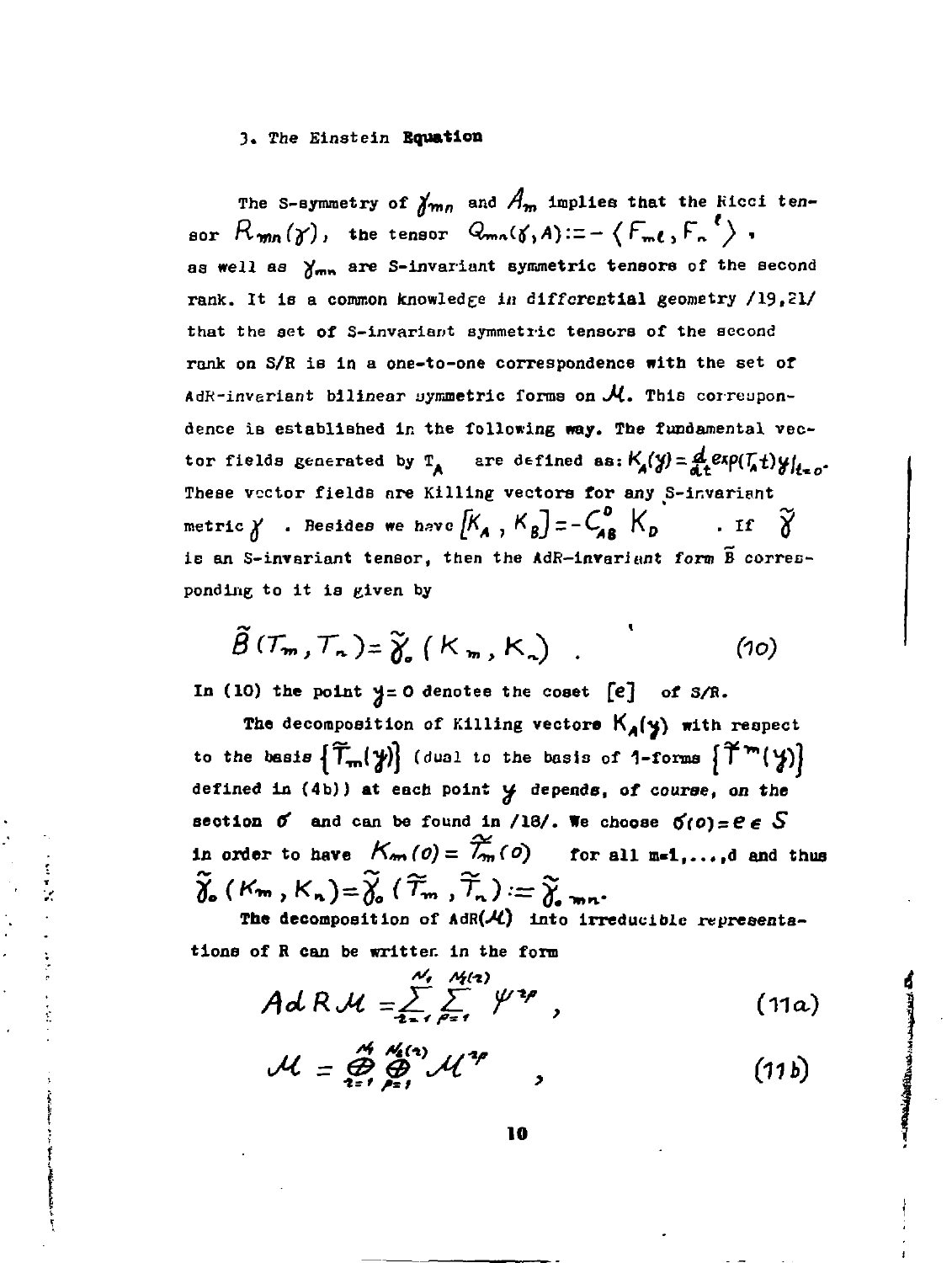### 3. The Einstein Equation

The S-symmetry of $\gamma_{mn}$ and $A_m$ implies that the Ricci tensor $R_{mn}(\gamma)$, the tensor $Q_{mn}(\gamma, A) := -\langle F_{m\ell}, F_n{}^{\ell}\rangle$, as well as $\gamma_{mn}$ are S-invariant symmetric tensors of the second rank. It is a common knowledge in differential geometry /19,21/ that the set of S-invariant symmetric tensors of the second rank on S/R is in a one-to-one correspondence with the set of AdR-invariant bilinear symmetric forms on $\mathcal{M}$. This correspondence is established in the following way. The fundamental vector fields generated by $T_A$ are defined as: $K_A(y) = \frac{d}{dt}\exp(T_A t)y|_{t=0}$. These vector fields are Killing vectors for any S-invariant metric $\gamma$. Besides we have $[K_A, K_B] = -C^D_{AB} K_D$. If $\tilde{\gamma}$ is an S-invariant tensor, then the AdR-invariant form $\tilde{B}$ corresponding to it is given by

$$\tilde{B}(T_m, T_n) = \tilde{\gamma}_o(K_m, K_n) \quad . \tag{10}$$

In (10) the point $y=0$ denotes the coset $[e]$ of S/R.

The decomposition of Killing vectors $K_A(y)$ with respect to the basis $\{\tilde{T}_m(y)\}$ (dual to the basis of 1-forms $\{\tilde{T}^m(y)\}$ defined in (4b)) at each point $y$ depends, of course, on the section $\sigma$ and can be found in /18/. We choose $\sigma(0) = e \in S$ in order to have $K_m(0) = \tilde{T}_m(0)$ for all $m=1,\dots,d$ and thus $\tilde{\gamma}_o(K_m, K_n) = \tilde{\gamma}_o(\tilde{T}_m, \tilde{T}_n) := \tilde{\gamma}_{o\,mn}$.

The decomposition of $\mathrm{AdR}(\mathcal{M})$ into irreducible representations of R can be written in the form

$$Ad\, R\, \mathcal{M} = \sum_{\tau=1}^{N_1} \sum_{\rho=1}^{N_2(\tau)} \psi^{\tau\rho} \quad , \tag{11a}$$

$$\mathcal{M} = \bigoplus_{\tau=1}^{N_1} \bigoplus_{\rho=1}^{N_2(\tau)} \mathcal{M}^{\tau\rho} \quad , \tag{11b}$$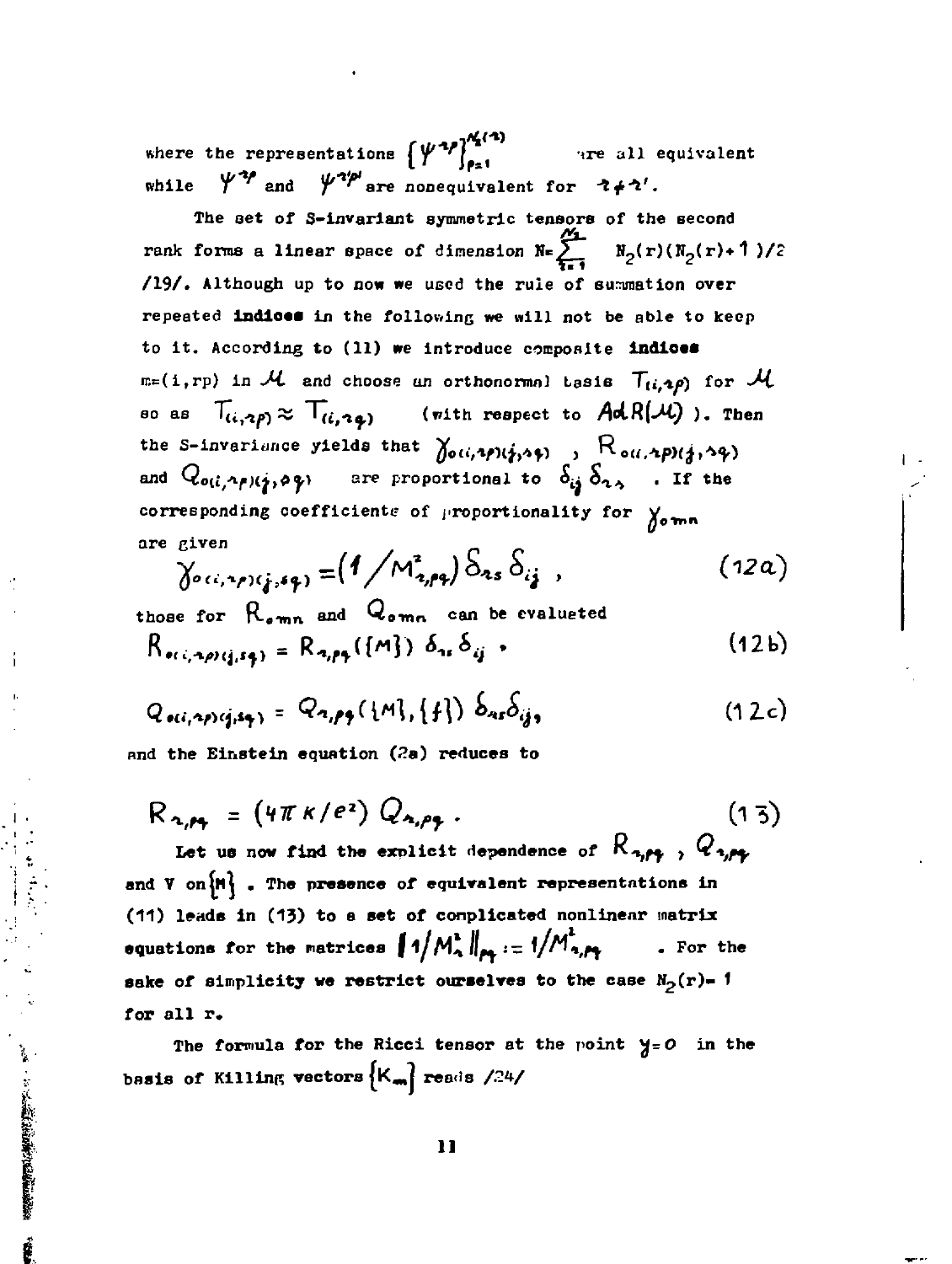where the representations $\{\psi^{rp}\}_{p=1}^{N_2(r)}$ are all equivalent while $\psi^{rp}$ and $\psi^{r'p'}$ are nonequivalent for $r \neq r'$.

The set of S-invariant symmetric tensors of the second rank forms a linear space of dimension $N = \sum_{r=1}^{N_2} N_2(r)(N_2(r)+1)/2$ /19/. Although up to now we used the rule of summation over repeated **indices** in the following we will not be able to keep to it. According to (11) we introduce composite **indices** $m=(i,rp)$ in $\mathcal{M}$ and choose an orthonormal basis $T_{(i,rp)}$ for $\mathcal{M}$ so as $T_{(i,rp)} \approx T_{(i,rq)}$ (with respect to $Ad\,R(\mathcal{M})$ ). Then the S-invariance yields that $\gamma_{o(i,rp)(j,sq)}$ , $R_{o(i,rp)(j,sq)}$ and $Q_{o(i,rp)(j,sq)}$ are proportional to $\delta_{ij}\,\delta_{rs}$ . If the corresponding coefficients of proportionality for $\gamma_{omn}$ are given

$$\gamma_{o(i,rp)(j,sq)} = (1/M^2_{r,pq})\,\delta_{rs}\,\delta_{ij} \;, \tag{12a}$$

those for $R_{omn}$ and $Q_{omn}$ can be evaluated

$$R_{o(i,rp)(j,sq)} = R_{r,pq}(\{M\})\,\delta_{rs}\,\delta_{ij} \;. \tag{12b}$$

$$Q_{o(i,rp)(j,sq)} = Q_{r,pq}(\{M\},\{f\})\,\delta_{rs}\delta_{ij}, \tag{12c}$$

and the Einstein equation (2a) reduces to

$$R_{r,pq} = (4\pi\kappa/e^2)\,Q_{r,pq} \,. \tag{13}$$

Let us now find the explicit dependence of $R_{r,pq}$ , $Q_{r,pq}$ and V on $\{M\}$ . The presence of equivalent representations in (11) leads in (13) to a set of complicated nonlinear matrix equations for the matrices $\|1/M^2_r\|_{pq} := 1/M^2_{r,pq}$ . For the sake of simplicity we restrict ourselves to the case $N_2(r)=1$ for all r.

The formula for the Ricci tensor at the point $y=0$ in the basis of Killing vectors $\{K_m\}$ reads /24/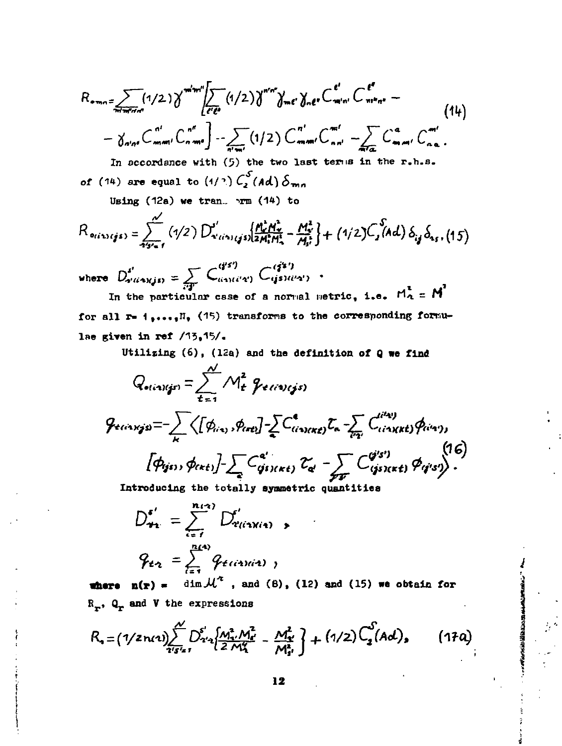$$R_{omn} = \sum_{m'm''n'n''} (1/2)\, \gamma^{m'm''} \Big[ \sum_{\ell'\ell''} (1/2)\, \gamma^{n'n''} \gamma_{m\ell'} \gamma_{n\ell''} C^{\ell'}_{m'n'} C^{\ell''}_{m''n''} - \tag{14}$$

$$- \gamma_{n'n''} C^{n'}_{mm'} C^{n''}_{nm''} \Big] - \sum_{n'm'} (1/2)\, C^{n'}_{mm'} C^{m'}_{nn'} - \sum_{m'a} C^{a}_{mm'} C^{m'}_{na} .$$

In accordance with (5) the two last terms in the r.h.s. of (14) are equal to $(1/2)\, C_2^S(Ad)\, \delta_{mn}$

Using (12a) we transform (14) to

$$R_{o(ir)(js)} = \sum_{r's'=1}^{N} (1/2)\, D^{s'}_{r'(ir)(js)} \Big\{ \frac{M_r^2 M_{s'}^2}{2 M_r^2 M_s^2} - \frac{M_{r'}^2}{M_{s'}^2} \Big\} + (1/2)\, C_2^S(Ad)\, \delta_{ij} \delta_{rs}, \tag{15}$$

where $D^{s'}_{r'(ir)(js)} = \sum_{i'j'} C^{(j's')}_{(ir)(i'r')} C^{(j's')}_{(js)(i'r')}$ .

In the particular case of a normal metric, i.e. $M_r^2 = M^2$ for all $r = 1,\dots,N$, (15) transforms to the corresponding formulae given in ref /13,15/.

Utilizing (6), (12a) and the definition of Q we find

$$Q_{o(ir)(js)} = \sum_{t=1}^{N} M_t^2\, q_{t(ir)(js)}$$

$$q_{t(ir)(js)} = -\sum_{k} \Big\langle [\phi_{(ir)}, \phi_{(kt)}] - \sum_{a} C^{a}_{(ir)(kt)} \tau_a - \sum_{i'r'} C^{(i'r')}_{(ir)(kt)} \phi_{(i'r')},$$

$$[\phi_{(js)}, \phi_{(kt)}] - \sum_{a'} C^{a'}_{(js)(kt)} \tau_{a'} - \sum_{j's'} C^{(j's')}_{(js)(kt)} \phi_{(j's')} \Big\rangle . \tag{16}$$

Introducing the totally symmetric quantities

$$D^{s'}_{r'r} = \sum_{i=1}^{n(r)} D^{s'}_{r'(ir)(ir)} ,$$

$$q_{tr} = \sum_{i=1}^{n(r)} q_{t(ir)(ir)} ,$$

**where** $n(r) = \dim \mathcal{M}^r$ , and (8), (12) and (15) we obtain for $R_r$, $Q_r$ and V the expressions

$$R_r = (1/2n(r)) \sum_{r's'=1}^{N} D^{s'}_{r'r} \Big\{ \frac{M_r^2 M_{s'}^2}{2 M_r^4} - \frac{M_{r'}^2}{M_{s'}^2} \Big\} + (1/2)\, C_2^S(Ad), \tag{17a}$$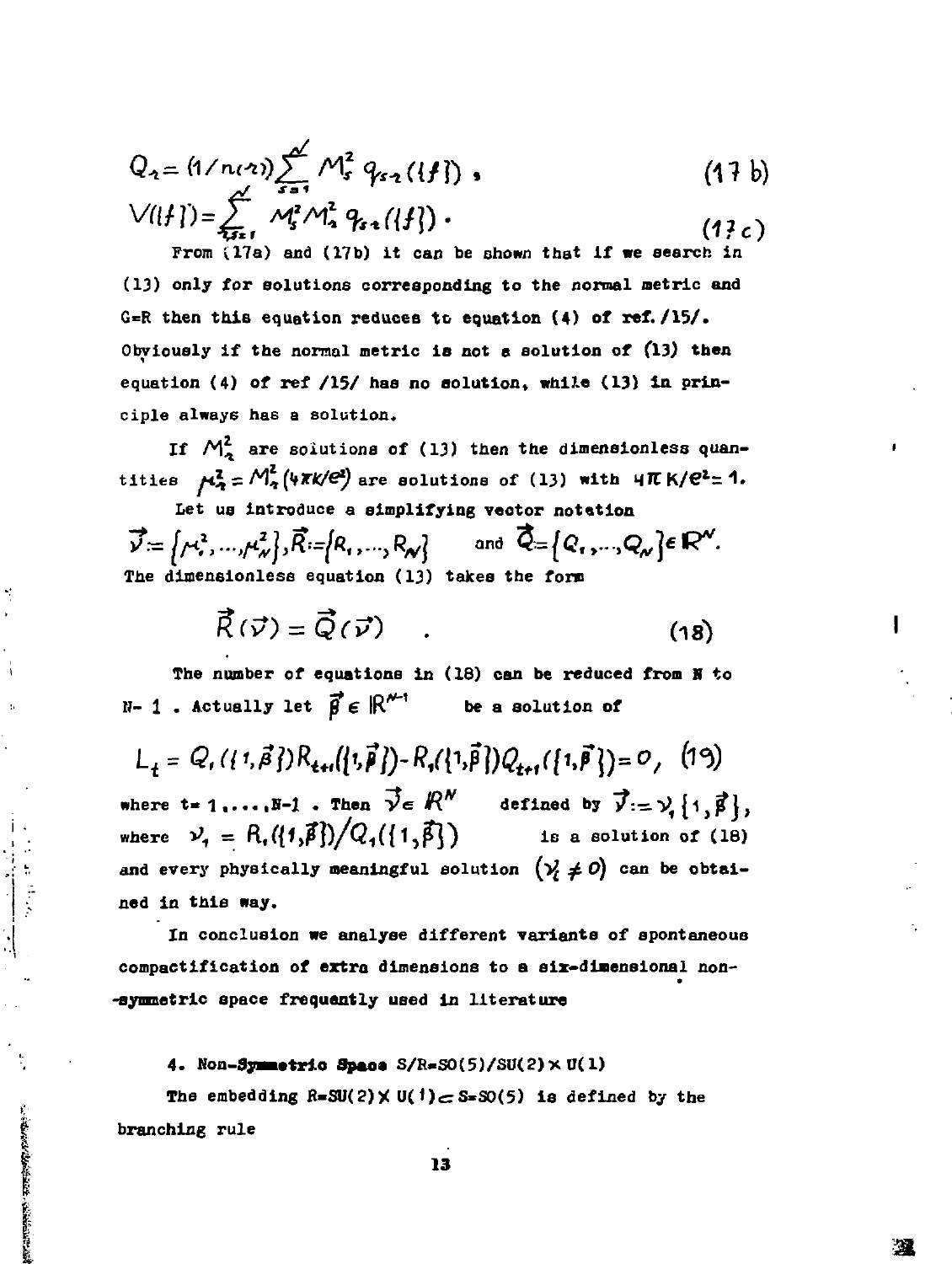$$Q_r = (1/n(r)) \sum_{s=1}^{N} M_s^2 \, q_{sr}(\{f\}) \, , \tag{17b}$$

$$V(\{f\}) = \sum_{r,s=1}^{N} M_s^2 M_r^2 \, q_{sr}(\{f\}) \, . \tag{17c}$$

From (17a) and (17b) it can be shown that if we search in (13) only for solutions corresponding to the normal metric and G=R then this equation reduces to equation (4) of ref. /15/. Obviously if the normal metric is not a solution of (13) then equation (4) of ref /15/ has no solution, while (13) in principle always has a solution.

If $M_r^2$ are solutions of (13) then the dimensionless quantities $\mu_r^2 = M_r^2 (4\pi K/e^2)$ are solutions of (13) with $4\pi K/e^2 = 1$.

Let us introduce a simplifying vector notation

$\vec{\nu} := \{\mu_1^2, \ldots, \mu_N^2\}, \vec{R} := \{R_1, \ldots, R_N\}$ and $\vec{Q} := \{Q_1, \ldots, Q_N\} \in \mathbb{R}^N$.

The dimensionless equation (13) takes the form

$$\vec{R}(\vec{\nu}) = \vec{Q}(\vec{\nu}) \quad . \tag{18}$$

The number of equations in (18) can be reduced from N to N-1. Actually let $\vec{\beta} \in \mathbb{R}^{N-1}$ be a solution of

$$L_t = Q_1(\{1,\vec{\beta}\}) R_{t+1}(\{1,\vec{\beta}\}) - R_1(\{1,\vec{\beta}\}) Q_{t+1}(\{1,\vec{\beta}\}) = 0, \tag{19}$$

where $t = 1, \ldots, N-1$. Then $\vec{\nu} \in \mathbb{R}^N$ defined by $\vec{\nu} := \nu_1 \{1, \vec{\beta}\}$, where $\nu_1 = R_1(\{1,\vec{\beta}\}) / Q_1(\{1,\vec{\beta}\})$ is a solution of (18) and every physically meaningful solution $(\nu_i \neq 0)$ can be obtained in this way.

In conclusion we analyse different variants of spontaneous compactification of extra dimensions to a six-dimensional non-symmetric space frequently used in literature

## 4. Non-Symmetric Space S/R=SO(5)/SU(2)×U(1)

The embedding R=SU(2)×U(1)⊂S=SO(5) is defined by the branching rule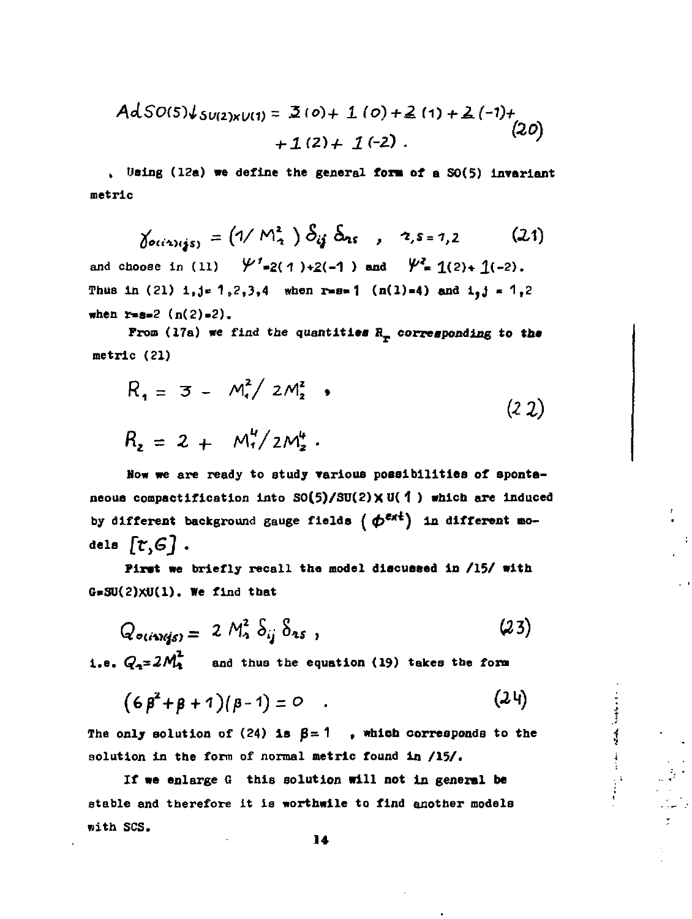$$Ad\,SO(5)\downarrow_{SU(2)\times U(1)} = \underline{3}\,(0) + \underline{1}\,(0) + \underline{2}\,(1) + \underline{2}\,(-1) + \underline{1}\,(2) + \underline{1}\,(-2)\,. \tag{20}$$

Using (12a) we define the general form of a SO(5) invariant metric

$$\gamma_{o(i\,r)(j\,s)} = \left(1/M_r^2\right)\delta_{ij}\,\delta_{rs} \quad , \quad r,s = 1,2 \tag{21}$$

and choose in (11) $\Psi^1 = 2(1) + 2(-1)$ and $\Psi^2 = 1(2) + 1(-2)$. Thus in (21) i,j= 1,2,3,4 when r=s= 1 ($n(1)=4$) and i,j = 1,2 when r=s=2 ($n(2)=2$).

From (17a) we find the quantities $R_r$ corresponding to the metric (21)

$$R_1 = 3 - M_1^2/2M_2^2 \quad ,$$
$$R_2 = 2 + M_1^4/2M_2^4 \,. \tag{22}$$

Now we are ready to study various possibilities of spontaneous compactification into $SO(5)/SU(2)\times U(1)$ which are induced by different background gauge fields ($\phi^{ext}$) in different models $[\tau, G]$.

First we briefly recall the model discussed in /15/ with $G=SU(2)\times U(1)$. We find that

$$Q_{o(i\,r)(j\,s)} = 2\,M_r^2\,\delta_{ij}\,\delta_{rs} \,, \tag{23}$$

i.e. $Q_r = 2M_r^2$ and thus the equation (19) takes the form

$$\left(6\beta^2 + \beta + 1\right)(\beta - 1) = 0 \quad . \tag{24}$$

The only solution of (24) is $\beta = 1$, which corresponds to the solution in the form of normal metric found in /15/.

If we enlarge G this solution will not in general be stable and therefore it is worthwile to find another models with SCS.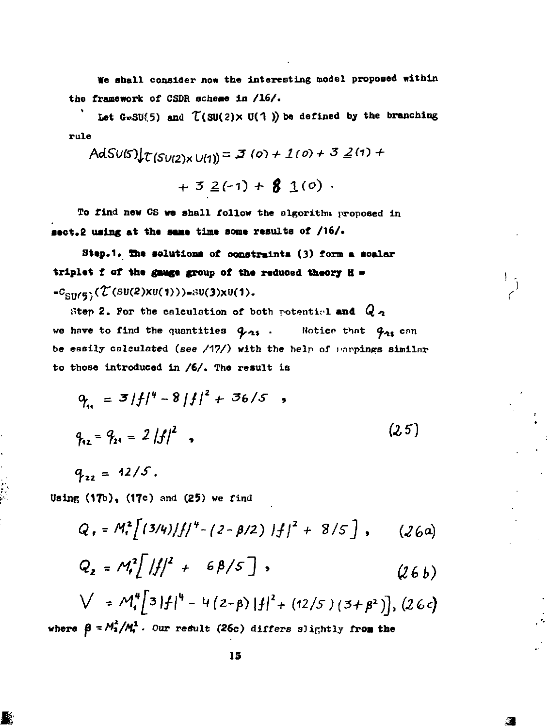We shall consider now the interesting model proposed within the framework of CSDR scheme in /16/.

Let $G=SU(5)$ and $\tau(SU(2)\times U(1))$ be defined by the branching rule

$$AdSU(5)\downarrow_{\tau(SU(2)\times U(1))} = \underline{3}(0) + \underline{1}(0) + 3\,\underline{2}(1) + $$

$$+ 3\,\underline{2}(-1) + 8\,\underline{1}(0)\,.$$

To find new CS we shall follow the algorithm proposed in sect.2 using at the same time some results of /16/.

**Step.1.** The solutions of constraints (3) form a scalar triplet f of the gauge group of the reduced theory $H = C_{SU(5)}(\tau(SU(2)\times U(1))) = SU(3)\times U(1)$.

Step 2. For the calculation of both potential and $Q_{\lambda}$ we have to find the quantities $q_{\lambda s}$. Notice that $q_{\lambda s}$ can be easily calculated (see /17/) with the help of mappings similar to those introduced in /6/. The result is

$$q_{11} = 3|f|^4 - 8|f|^2 + 36/5\,,$$

$$q_{12} = q_{21} = 2|f|^2\,, \tag{25}$$

$$q_{22} = 12/5\,.$$

Using (17b), (17c) and (25) we find

$$Q_1 = M_1^2\left[(3/4)|f|^4 - (2-\beta/2)\,|f|^2 + 8/5\right]\,, \tag{26a}$$

$$Q_2 = M_1^2\left[\,|f|^2 + 6\beta/5\right]\,, \tag{26b}$$

$$V = M_1^4\left[3|f|^4 - 4(2-\beta)\,|f|^2 + (12/5)(3+\beta^2)\right]\,, \tag{26c}$$

where $\beta = M_2^2/M_1^2$. Our result (26c) differs slightly from the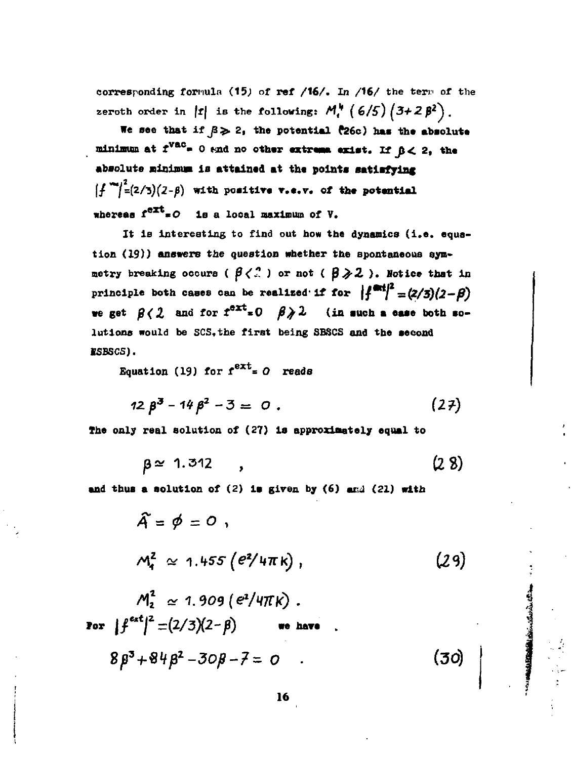corresponding formula (15) of ref /16/. In /16/ the term of the zeroth order in $|f|$ is the following: $M_1^4 \left(6/5\right)\left(3+2\beta^2\right)$.

We see that if $\beta \geqslant 2$, the potential (26c) has the absolute minimum at $f^{vac} = 0$ and no other extrema exist. If $\beta < 2$, the absolute minimum is attained at the points satisfying $|f^{vac}|^2 = (2/3)(2-\beta)$ with positive v.e.v. of the potential whereas $f^{ext} = 0$ is a local maximum of V.

It is interesting to find out how the dynamics (i.e. equation (19)) answers the question whether the spontaneous symmetry breaking occurs ( $\beta < 2$ ) or not ( $\beta \geqslant 2$ ). Notice that in principle both cases can be realized if for $|f^{ext}|^2 = (2/3)(2-\beta)$ we get $\beta < 2$ and for $f^{ext} = 0$ $\beta \geqslant 2$ (in such a case both solutions would be SCS, the first being SBSCS and the second NSBSCS).

Equation (19) for $f^{ext} = 0$ reads

$$12\beta^3 - 14\beta^2 - 3 = 0 . \tag{27}$$

The only real solution of (27) is approximately equal to

$$\beta \simeq 1.312 \quad , \tag{28}$$

and thus a solution of (2) is given by (6) and (21) with

$$\hat{A} = \phi = 0 ,$$

$$M_1^2 \simeq 1.455 \left(e^2/4\pi K\right) , \tag{29}$$

$$M_2^2 \simeq 1.909 \left(e^2/4\pi K\right) .$$

For $|f^{ext}|^2 = (2/3)(2-\beta)$ we have

$$8\beta^3 + 84\beta^2 - 30\beta - 7 = 0 \quad . \tag{30}$$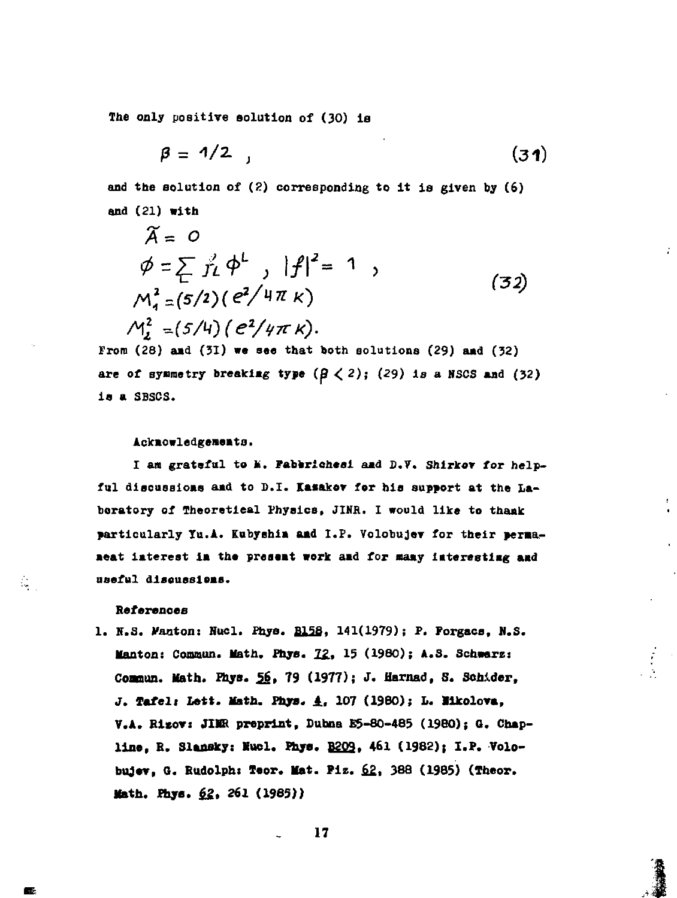The only positive solution of (30) is

$$\beta = 1/2 \ , \qquad (31)$$

and the solution of (2) corresponding to it is given by (6) and (21) with

$$\begin{aligned} &\tilde{A} = 0 \\ &\phi = \sum_{L} f_L \phi^L \ , \ |f|^2 = 1 \ , \\ &M_1^2 = (5/2)(e^2/4\pi K) \\ &M_2^2 = (5/4)(e^2/4\pi K). \end{aligned} \qquad (32)$$

From (28) and (31) we see that both solutions (29) and (32) are of symmetry breaking type ($\beta < 2$); (29) is a NSCS and (32) is a SBSCS.

### Acknowledgements.

I am grateful to M. Fabbrichesi and D.V. Shirkov for helpful discussions and to D.I. Kazakov for his support at the Laboratory of Theoretical Physics, JINR. I would like to thank particularly Yu.A. Kubyshin and I.P. Volobujev for their permanent interest in the present work and for many interesting and useful discussions.

### References

1. N.S. Manton: Nucl. Phys. **B158**, 141(1979); P. Forgacs, N.S. Manton: Commun. Math. Phys. **72**, 15 (1980); A.S. Schwarz: Commun. Math. Phys. **56**, 79 (1977); J. Harnad, S. Schnider, J. Tafel: Lett. Math. Phys. **4**, 107 (1980); L. Nikolova, V.A. Rizov: JINR preprint, Dubna E5-80-485 (1980); G. Chapline, R. Slansky: Nucl. Phys. **B209**, 461 (1982); I.P. Volobujev, G. Rudolph: Teor. Mat. Fiz. **62**, 388 (1985) (Theor. Math. Phys. **62**, 261 (1985))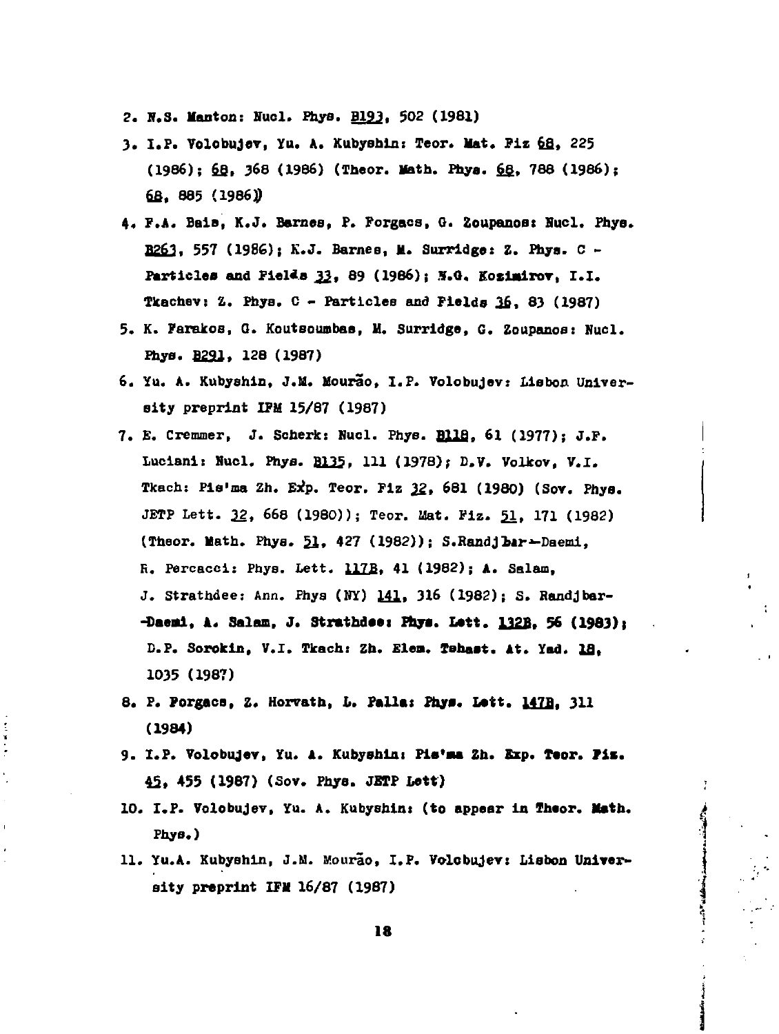2. N.S. Manton: Nucl. Phys. B193, 502 (1981)
3. I.P. Volobujev, Yu. A. Kubyshin: Teor. Mat. Fiz 68, 225 (1986); 68, 368 (1986) (Theor. Math. Phys. 68, 788 (1986); 68, 885 (1986))
4. F.A. Bais, K.J. Barnes, P. Forgacs, G. Zoupanos: Nucl. Phys. B263, 557 (1986); K.J. Barnes, M. Surridge: Z. Phys. C - Particles and Fields 33, 89 (1986); N.G. Kozimirov, I.I. Tkachev: Z. Phys. C - Particles and Fields 36, 83 (1987)
5. K. Farakos, G. Koutsoumbas, M. Surridge, G. Zoupanos: Nucl. Phys. B291, 128 (1987)
6. Yu. A. Kubyshin, J.M. Mourão, I.P. Volobujev: Lisbon University preprint IFM 15/87 (1987)
7. E. Cremmer, J. Scherk: Nucl. Phys. B118, 61 (1977); J.F. Luciani: Nucl. Phys. B135, 111 (1978); D.V. Volkov, V.I. Tkach: Pis'ma Zh. Exp. Teor. Fiz 32, 681 (1980) (Sov. Phys. JETP Lett. 32, 668 (1980)); Teor. Mat. Fiz. 51, 171 (1982) (Theor. Math. Phys. 51, 427 (1982)); S.Randjbar-Daemi, R. Percacci: Phys. Lett. 117B, 41 (1982); A. Salam, J. Strathdee: Ann. Phys (NY) 141, 316 (1982); S. Randjbar-Daemi, A. Salam, J. Strathdee: Phys. Lett. 132B, 56 (1983); D.P. Sorokin, V.I. Tkach: Zh. Elem. Tchast. At. Yad. 18, 1035 (1987)
8. P. Forgacs, Z. Horvath, L. Palla: Phys. Lett. 147B, 311 (1984)
9. I.P. Volobujev, Yu. A. Kubyshin: Pis'ma Zh. Exp. Teor. Fiz. 45, 455 (1987) (Sov. Phys. JETP Lett)
10. I.P. Volobujev, Yu. A. Kubyshin: (to appear in Theor. Math. Phys.)
11. Yu.A. Kubyshin, J.M. Mourão, I.P. Volobujev: Lisbon University preprint IFM 16/87 (1987)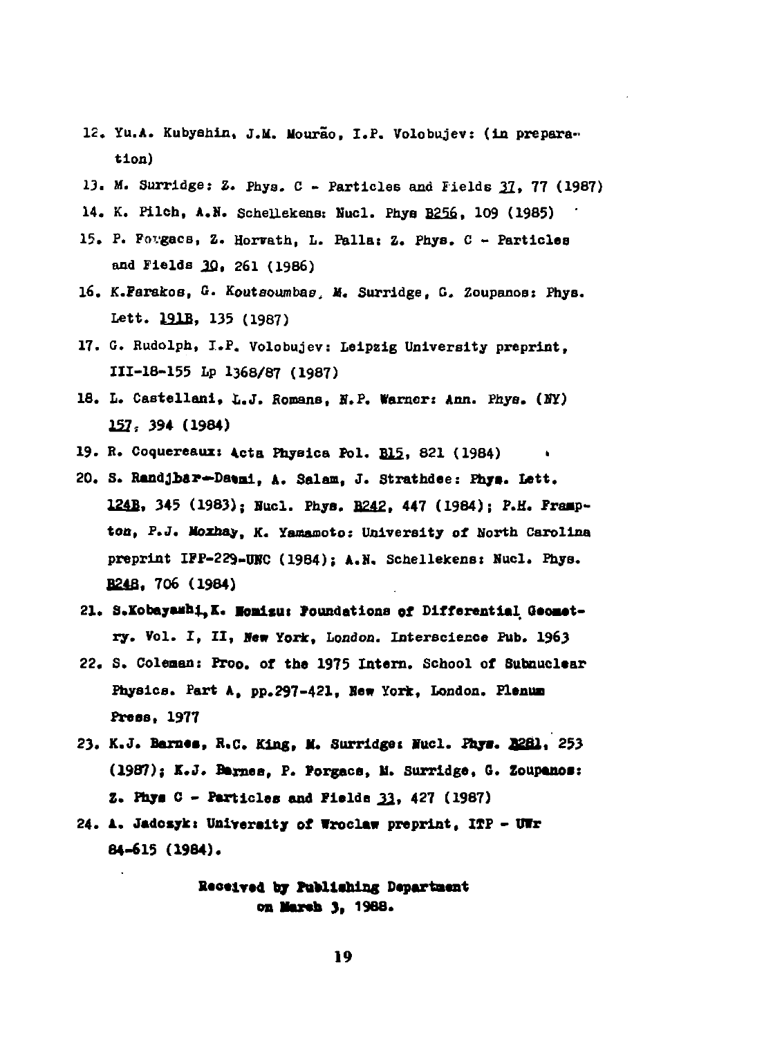12. Yu.A. Kubyshin, J.M. Mourão, I.P. Volobujev: (in preparation)
13. M. Surridge: Z. Phys. C - Particles and Fields 37, 77 (1987)
14. K. Pilch, A.N. Schellekens: Nucl. Phys B256, 109 (1985)
15. P. Forgacs, Z. Horvath, L. Palla: Z. Phys. C - Particles and Fields 30, 261 (1986)
16. K.Farakos, G. Koutsoumbas, M. Surridge, G. Zoupanos: Phys. Lett. 191B, 135 (1987)
17. G. Rudolph, I.P. Volobujev: Leipzig University preprint, III-18-155 Lp 1368/87 (1987)
18. L. Castellani, L.J. Romans, N.P. Warner: Ann. Phys. (NY) 157, 394 (1984)
19. R. Coquereaux: Acta Physica Pol. B15, 821 (1984)
20. S. Randjbar-Daemi, A. Salam, J. Strathdee: Phys. Lett. 124B, 345 (1983); Nucl. Phys. B242, 447 (1984); P.H. Frampton, P.J. Moxhay, K. Yamamoto: University of North Carolina preprint IFP-229-UNC (1984); A.N. Schellekens: Nucl. Phys. B248, 706 (1984)
21. S.Kobayashi, K. Nomizu: Foundations of Differential Geometry. Vol. I, II, New York, London. Interscience Pub. 1963
22. S. Coleman: Proc. of the 1975 Intern. School of Subnuclear Physics. Part A, pp.297-421, New York, London. Plenum Press, 1977
23. K.J. Barnes, R.C. King, M. Surridge: Nucl. Phys. B281, 253 (1987); K.J. Barnes, P. Forgacs, M. Surridge, G. Zoupanos: Z. Phys C - Particles and Fields 33, 427 (1987)
24. A. Jadczyk: University of Wroclaw preprint, ITP - UWr 84-615 (1984).

**Received by Publishing Department on March 3, 1988.**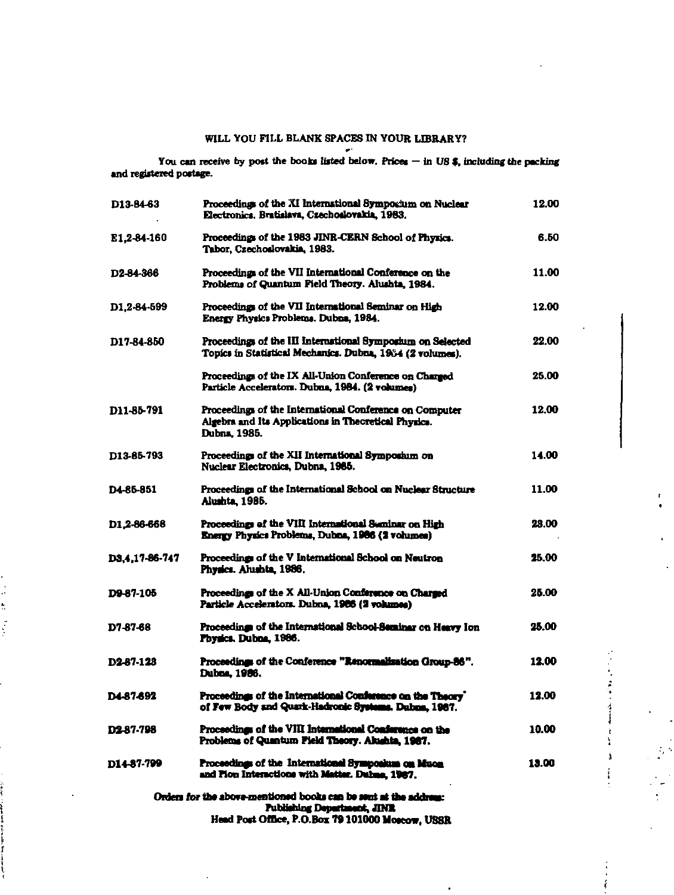WILL YOU FILL BLANK SPACES IN YOUR LIBRARY?

You can receive by post the books listed below. Prices — in US $, including the packing and registered postage.

| | | |
|---|---|---|
| D13-84-63 | Proceedings of the XI International Symposium on Nuclear Electronics. Bratislava, Czechoslovakia, 1983. | 12.00 |
| E1,2-84-160 | Proceedings of the 1983 JINR-CERN School of Physics. Tabor, Czechoslovakia, 1983. | 6.50 |
| D2-84-366 | Proceedings of the VII International Conference on the Problems of Quantum Field Theory. Alushta, 1984. | 11.00 |
| D1,2-84-599 | Proceedings of the VII International Seminar on High Energy Physics Problems. Dubna, 1984. | 12.00 |
| D17-84-850 | Proceedings of the III International Symposium on Selected Topics in Statistical Mechanics. Dubna, 1984 (2 volumes). | 22.00 |
| | Proceedings of the IX All-Union Conference on Charged Particle Accelerators. Dubna, 1984. (2 volumes) | 25.00 |
| D11-85-791 | Proceedings of the International Conference on Computer Algebra and Its Applications in Theoretical Physics. Dubna, 1985. | 12.00 |
| D13-85-793 | Proceedings of the XII International Symposium on Nuclear Electronics, Dubna, 1985. | 14.00 |
| D4-85-851 | Proceedings of the International School on Nuclear Structure Alushta, 1985. | 11.00 |
| D1,2-86-668 | Proceedings of the VIII International Seminar on High Energy Physics Problems, Dubna, 1986 (2 volumes) | 23.00 |
| D3,4,17-86-747 | Proceedings of the V International School on Neutron Physics. Alushta, 1986. | 25.00 |
| D9-87-105 | Proceedings of the X All-Union Conference on Charged Particle Accelerators. Dubna, 1986 (2 volumes) | 25.00 |
| D7-87-68 | Proceedings of the International School-Seminar on Heavy Ion Physics. Dubna, 1986. | 25.00 |
| D2-87-123 | Proceedings of the Conference "Renormalization Group-86". Dubna, 1986. | 12.00 |
| D4-87-692 | Proceedings of the International Conference on the Theory of Few Body and Quark-Hadronic Systems. Dubna, 1987. | 12.00 |
| D2-87-798 | Proceedings of the VIII International Conference on the Problems of Quantum Field Theory. Alushta, 1987. | 10.00 |
| D14-87-799 | Proceedings of the International Symposium on Muon and Pion Interactions with Matter. Dubna, 1987. | 13.00 |

**Orders for the above-mentioned books can be sent at the address:**
**Publishing Department, JINR**
**Head Post Office, P.O.Box 79 101000 Moscow, USSR**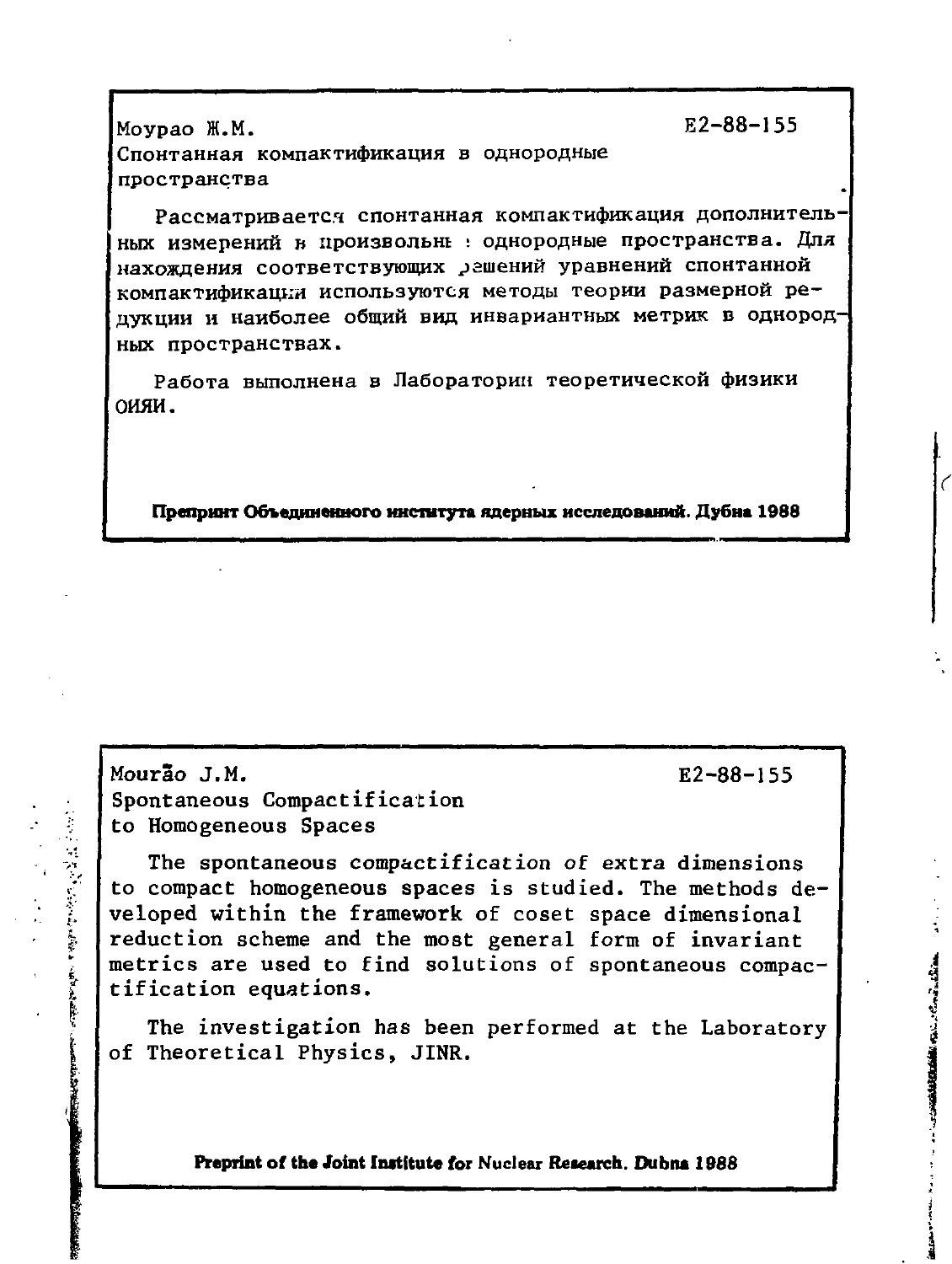Моурао Ж.М. E2-88-155

Спонтанная компактификация в однородные пространства

Рассматривается спонтанная компактификация дополнительных измерений в произвольные однородные пространства. Для нахождения соответствующих решений уравнений спонтанной компактификации используются методы теории размерной редукции и наиболее общий вид инвариантных метрик в однородных пространствах.

Работа выполнена в Лаборатории теоретической физики ОИЯИ.

**Препринт Объединенного института ядерных исследований. Дубна 1988**

Mourão J.M. E2-88-155

Spontaneous Compactification to Homogeneous Spaces

The spontaneous compactification of extra dimensions to compact homogeneous spaces is studied. The methods developed within the framework of coset space dimensional reduction scheme and the most general form of invariant metrics are used to find solutions of spontaneous compactification equations.

The investigation has been performed at the Laboratory of Theoretical Physics, JINR.

**Preprint of the Joint Institute for Nuclear Research. Dubna 1988**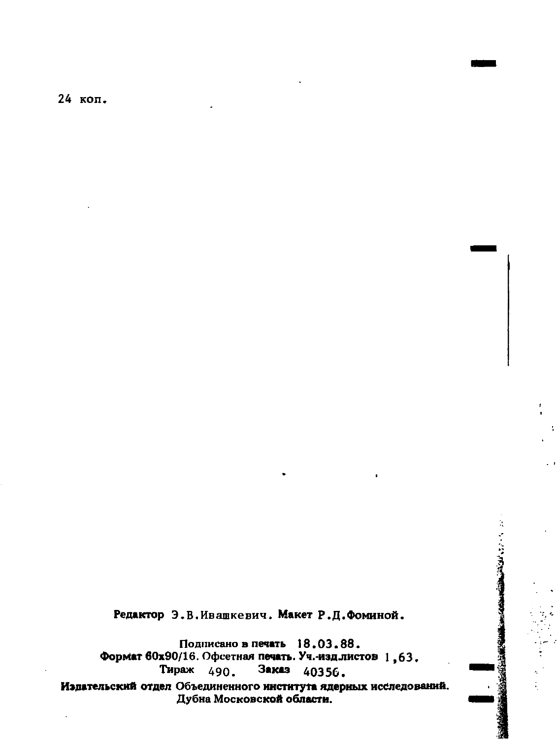24 коп.

Редактор Э.В.Ивашкевич. Макет Р.Д.Фоминой.

Подписано в печать 18.03.88.
Формат 60x90/16. Офсетная печать. Уч.-изд.листов 1,63.
Тираж 490. Заказ 40356.
Издательский отдел Объединенного института ядерных исследований.
Дубна Московской области.